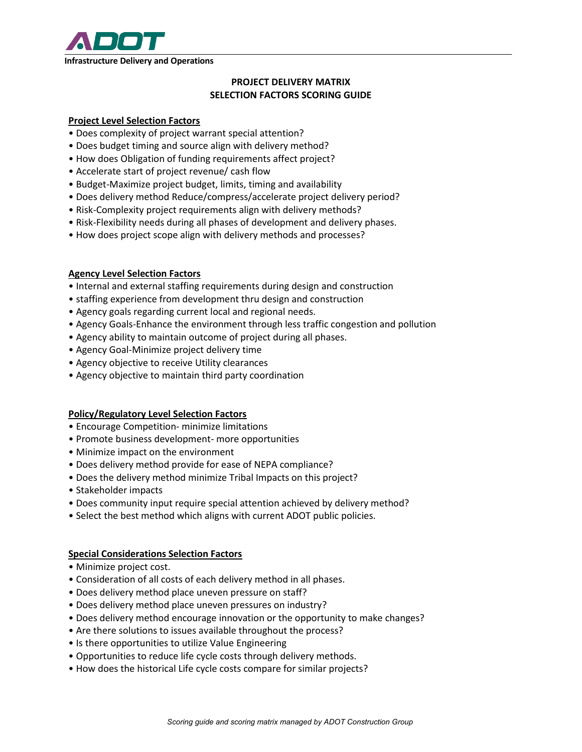ADOT

Infrastructure Delivery and Operations

# PROJECT DELIVERY MATRIX
# SELECTION FACTORS SCORING GUIDE

## Project Level Selection Factors

- Does complexity of project warrant special attention?
- Does budget timing and source align with delivery method?
- How does Obligation of funding requirements affect project?
- Accelerate start of project revenue/ cash flow
- Budget-Maximize project budget, limits, timing and availability
- Does delivery method Reduce/compress/accelerate project delivery period?
- Risk-Complexity project requirements align with delivery methods?
- Risk-Flexibility needs during all phases of development and delivery phases.
- How does project scope align with delivery methods and processes?

## Agency Level Selection Factors

- Internal and external staffing requirements during design and construction
- staffing experience from development thru design and construction
- Agency goals regarding current local and regional needs.
- Agency Goals-Enhance the environment through less traffic congestion and pollution
- Agency ability to maintain outcome of project during all phases.
- Agency Goal-Minimize project delivery time
- Agency objective to receive Utility clearances
- Agency objective to maintain third party coordination

## Policy/Regulatory Level Selection Factors

- Encourage Competition- minimize limitations
- Promote business development- more opportunities
- Minimize impact on the environment
- Does delivery method provide for ease of NEPA compliance?
- Does the delivery method minimize Tribal Impacts on this project?
- Stakeholder impacts
- Does community input require special attention achieved by delivery method?
- Select the best method which aligns with current ADOT public policies.

## Special Considerations Selection Factors

- Minimize project cost.
- Consideration of all costs of each delivery method in all phases.
- Does delivery method place uneven pressure on staff?
- Does delivery method place uneven pressures on industry?
- Does delivery method encourage innovation or the opportunity to make changes?
- Are there solutions to issues available throughout the process?
- Is there opportunities to utilize Value Engineering
- Opportunities to reduce life cycle costs through delivery methods.
- How does the historical Life cycle costs compare for similar projects?

*Scoring guide and scoring matrix managed by ADOT Construction Group*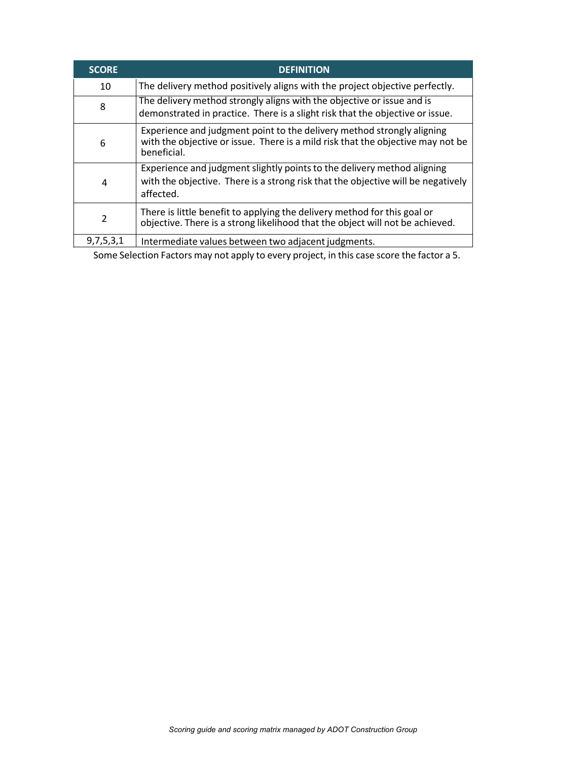| SCORE | DEFINITION |
|---|---|
| 10 | The delivery method positively aligns with the project objective perfectly. |
| 8 | The delivery method strongly aligns with the objective or issue and is demonstrated in practice. There is a slight risk that the objective or issue. |
| 6 | Experience and judgment point to the delivery method strongly aligning with the objective or issue. There is a mild risk that the objective may not be beneficial. |
| 4 | Experience and judgment slightly points to the delivery method aligning with the objective. There is a strong risk that the objective will be negatively affected. |
| 2 | There is little benefit to applying the delivery method for this goal or objective. There is a strong likelihood that the object will not be achieved. |
| 9,7,5,3,1 | Intermediate values between two adjacent judgments. |

Some Selection Factors may not apply to every project, in this case score the factor a 5.

*Scoring guide and scoring matrix managed by ADOT Construction Group*